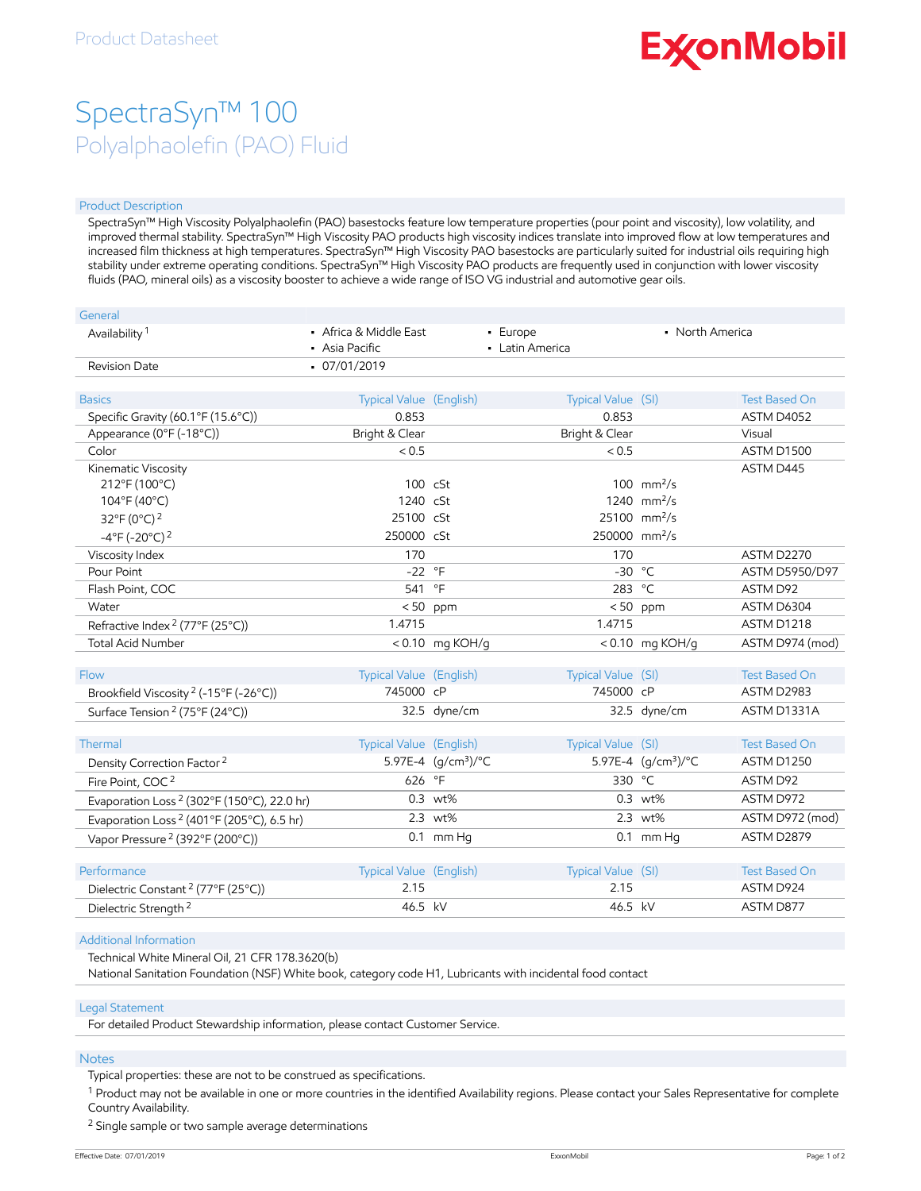Product Datasheet

ExxonMobil

# SpectraSyn™ 100

## Polyalphaolefin (PAO) Fluid

### Product Description

SpectraSyn™ High Viscosity Polyalphaolefin (PAO) basestocks feature low temperature properties (pour point and viscosity), low volatility, and improved thermal stability. SpectraSyn™ High Viscosity PAO products high viscosity indices translate into improved flow at low temperatures and increased film thickness at high temperatures. SpectraSyn™ High Viscosity PAO basestocks are particularly suited for industrial oils requiring high stability under extreme operating conditions. SpectraSyn™ High Viscosity PAO products are frequently used in conjunction with lower viscosity fluids (PAO, mineral oils) as a viscosity booster to achieve a wide range of ISO VG industrial and automotive gear oils.

| General | | | |
|---|---|---|---|
| Availability [1] | • Africa & Middle East<br>• Asia Pacific | • Europe<br>• Latin America | • North America |
| Revision Date | • 07/01/2019 | | |

| Basics | Typical Value (English) | | Typical Value (SI) | | Test Based On |
|---|---|---|---|---|---|
| Specific Gravity (60.1°F (15.6°C)) | 0.853 | | 0.853 | | ASTM D4052 |
| Appearance (0°F (-18°C)) | Bright & Clear | | Bright & Clear | | Visual |
| Color | < 0.5 | | < 0.5 | | ASTM D1500 |
| Kinematic Viscosity | | | | | ASTM D445 |
| 212°F (100°C) | 100 | cSt | 100 | $mm^2/s$ | |
| 104°F (40°C) | 1240 | cSt | 1240 | $mm^2/s$ | |
| 32°F (0°C) [2] | 25100 | cSt | 25100 | $mm^2/s$ | |
| -4°F (-20°C) [2] | 250000 | cSt | 250000 | $mm^2/s$ | |
| Viscosity Index | 170 | | 170 | | ASTM D2270 |
| Pour Point | -22 | °F | -30 | °C | ASTM D5950/D97 |
| Flash Point, COC | 541 | °F | 283 | °C | ASTM D92 |
| Water | < 50 | ppm | < 50 | ppm | ASTM D6304 |
| Refractive Index [2] (77°F (25°C)) | 1.4715 | | 1.4715 | | ASTM D1218 |
| Total Acid Number | < 0.10 | mg KOH/g | < 0.10 | mg KOH/g | ASTM D974 (mod) |

| Flow | Typical Value (English) | | Typical Value (SI) | | Test Based On |
|---|---|---|---|---|---|
| Brookfield Viscosity [2] (-15°F (-26°C)) | 745000 | cP | 745000 | cP | ASTM D2983 |
| Surface Tension [2] (75°F (24°C)) | 32.5 | dyne/cm | 32.5 | dyne/cm | ASTM D1331A |

| Thermal | Typical Value (English) | | Typical Value (SI) | | Test Based On |
|---|---|---|---|---|---|
| Density Correction Factor [2] | 5.97E-4 | $(g/cm^3)/°C$ | 5.97E-4 | $(g/cm^3)/°C$ | ASTM D1250 |
| Fire Point, COC [2] | 626 | °F | 330 | °C | ASTM D92 |
| Evaporation Loss [2] (302°F (150°C), 22.0 hr) | 0.3 | wt% | 0.3 | wt% | ASTM D972 |
| Evaporation Loss [2] (401°F (205°C), 6.5 hr) | 2.3 | wt% | 2.3 | wt% | ASTM D972 (mod) |
| Vapor Pressure [2] (392°F (200°C)) | 0.1 | mm Hg | 0.1 | mm Hg | ASTM D2879 |

| Performance | Typical Value (English) | | Typical Value (SI) | | Test Based On |
|---|---|---|---|---|---|
| Dielectric Constant [2] (77°F (25°C)) | 2.15 | | 2.15 | | ASTM D924 |
| Dielectric Strength [2] | 46.5 | kV | 46.5 | kV | ASTM D877 |

### Additional Information

Technical White Mineral Oil, 21 CFR 178.3620(b)

National Sanitation Foundation (NSF) White book, category code H1, Lubricants with incidental food contact

### Legal Statement

For detailed Product Stewardship information, please contact Customer Service.

### Notes

Typical properties: these are not to be construed as specifications.

[1] Product may not be available in one or more countries in the identified Availability regions. Please contact your Sales Representative for complete Country Availability.

[2] Single sample or two sample average determinations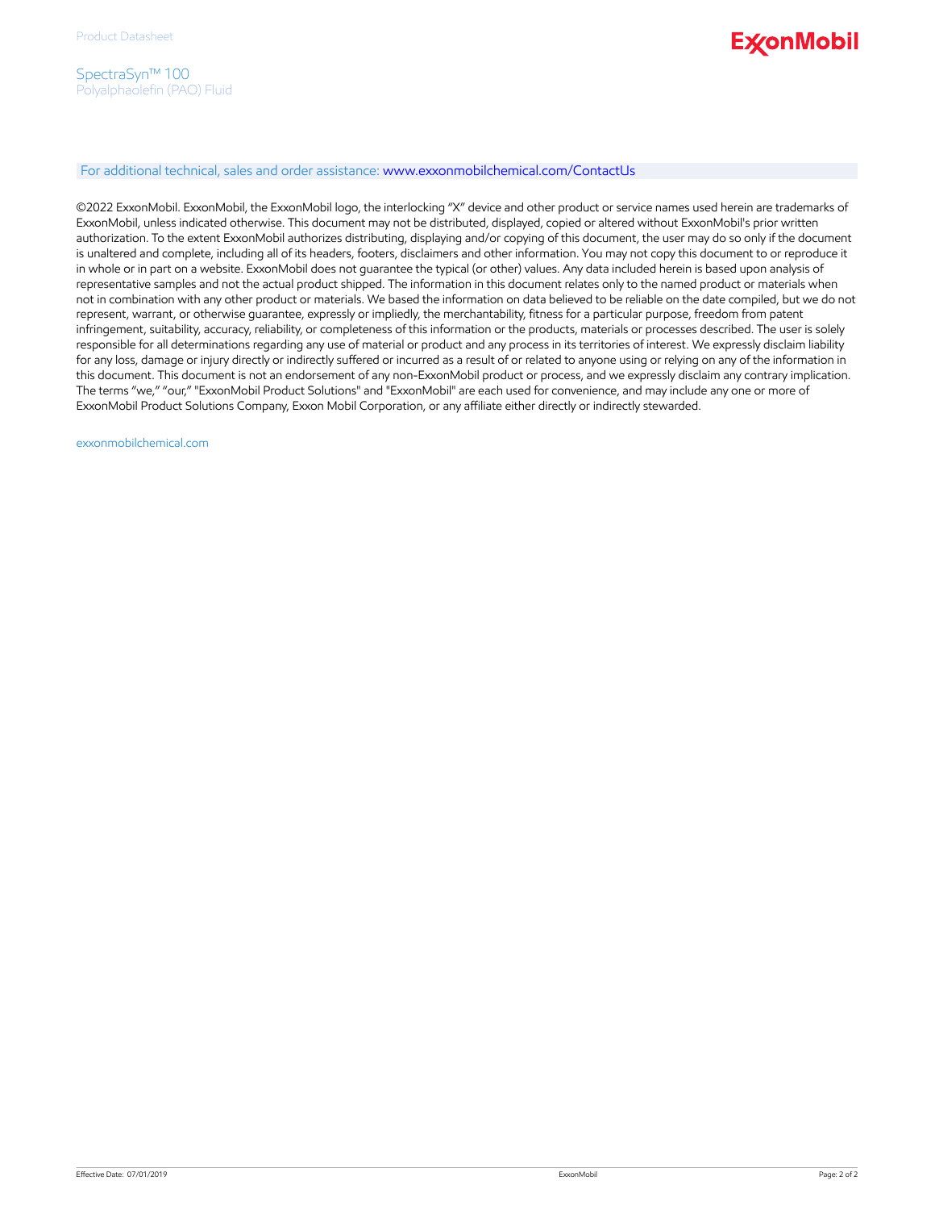For additional technical, sales and order assistance: www.exxonmobilchemical.com/ContactUs

©2022 ExxonMobil. ExxonMobil, the ExxonMobil logo, the interlocking "X" device and other product or service names used herein are trademarks of ExxonMobil, unless indicated otherwise. This document may not be distributed, displayed, copied or altered without ExxonMobil's prior written authorization. To the extent ExxonMobil authorizes distributing, displaying and/or copying of this document, the user may do so only if the document is unaltered and complete, including all of its headers, footers, disclaimers and other information. You may not copy this document to or reproduce it in whole or in part on a website. ExxonMobil does not guarantee the typical (or other) values. Any data included herein is based upon analysis of representative samples and not the actual product shipped. The information in this document relates only to the named product or materials when not in combination with any other product or materials. We based the information on data believed to be reliable on the date compiled, but we do not represent, warrant, or otherwise guarantee, expressly or impliedly, the merchantability, fitness for a particular purpose, freedom from patent infringement, suitability, accuracy, reliability, or completeness of this information or the products, materials or processes described. The user is solely responsible for all determinations regarding any use of material or product and any process in its territories of interest. We expressly disclaim liability for any loss, damage or injury directly or indirectly suffered or incurred as a result of or related to anyone using or relying on any of the information in this document. This document is not an endorsement of any non-ExxonMobil product or process, and we expressly disclaim any contrary implication. The terms "we," "our," "ExxonMobil Product Solutions" and "ExxonMobil" are each used for convenience, and may include any one or more of ExxonMobil Product Solutions Company, Exxon Mobil Corporation, or any affiliate either directly or indirectly stewarded.

exxonmobilchemical.com